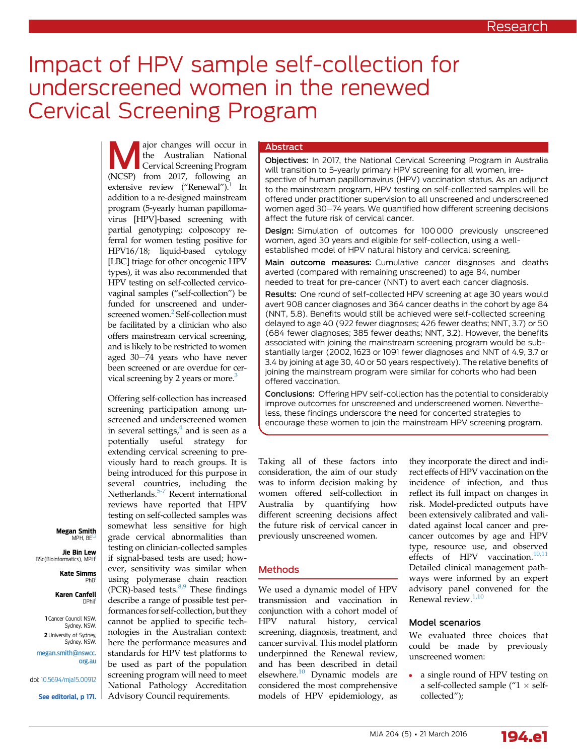Research

# Impact of HPV sample self-collection for underscreened women in the renewed Cervical Screening Program

Megan Smith
MPH, BE[1,2]

Jie Bin Lew
BSc(Bioinformatics), MPH[1]

Kate Simms
PhD[1]

Karen Canfell
DPhil[1]

1 Cancer Council NSW, Sydney, NSW.
2 University of Sydney, Sydney, NSW.

megan.smith@nswcc.org.au

doi: 10.5694/mja15.00912

See editorial, p 171.

## Abstract

**Objectives:** In 2017, the National Cervical Screening Program in Australia will transition to 5-yearly primary HPV screening for all women, irrespective of human papillomavirus (HPV) vaccination status. As an adjunct to the mainstream program, HPV testing on self-collected samples will be offered under practitioner supervision to all unscreened and underscreened women aged 30–74 years. We quantified how different screening decisions affect the future risk of cervical cancer.

**Design:** Simulation of outcomes for 100 000 previously unscreened women, aged 30 years and eligible for self-collection, using a well-established model of HPV natural history and cervical screening.

**Main outcome measures:** Cumulative cancer diagnoses and deaths averted (compared with remaining unscreened) to age 84, number needed to treat for pre-cancer (NNT) to avert each cancer diagnosis.

**Results:** One round of self-collected HPV screening at age 30 years would avert 908 cancer diagnoses and 364 cancer deaths in the cohort by age 84 (NNT, 5.8). Benefits would still be achieved were self-collected screening delayed to age 40 (922 fewer diagnoses; 426 fewer deaths; NNT, 3.7) or 50 (684 fewer diagnoses; 385 fewer deaths; NNT, 3.2). However, the benefits associated with joining the mainstream screening program would be substantially larger (2002, 1623 or 1091 fewer diagnoses and NNT of 4.9, 3.7 or 3.4 by joining at age 30, 40 or 50 years respectively). The relative benefits of joining the mainstream program were similar for cohorts who had been offered vaccination.

**Conclusions:** Offering HPV self-collection has the potential to considerably improve outcomes for unscreened and underscreened women. Nevertheless, these findings underscore the need for concerted strategies to encourage these women to join the mainstream HPV screening program.

Major changes will occur in the Australian National Cervical Screening Program (NCSP) from 2017, following an extensive review ("Renewal").[1] In addition to a re-designed mainstream program (5-yearly human papillomavirus [HPV]-based screening with partial genotyping; colposcopy referral for women testing positive for HPV16/18; liquid-based cytology [LBC] triage for other oncogenic HPV types), it was also recommended that HPV testing on self-collected cervicovaginal samples ("self-collection") be funded for unscreened and underscreened women.[2] Self-collection must be facilitated by a clinician who also offers mainstream cervical screening, and is likely to be restricted to women aged 30–74 years who have never been screened or are overdue for cervical screening by 2 years or more.[3]

Offering self-collection has increased screening participation among unscreened and underscreened women in several settings,[4] and is seen as a potentially useful strategy for extending cervical screening to previously hard to reach groups. It is being introduced for this purpose in several countries, including the Netherlands.[5-7] Recent international reviews have reported that HPV testing on self-collected samples was somewhat less sensitive for high grade cervical abnormalities than testing on clinician-collected samples if signal-based tests are used; however, sensitivity was similar when using polymerase chain reaction (PCR)-based tests.[8,9] These findings describe a range of possible test performances for self-collection, but they cannot be applied to specific technologies in the Australian context: here the performance measures and standards for HPV test platforms to be used as part of the population screening program will need to meet National Pathology Accreditation Advisory Council requirements.

Taking all of these factors into consideration, the aim of our study was to inform decision making by women offered self-collection in Australia by quantifying how different screening decisions affect the future risk of cervical cancer in previously unscreened women.

## Methods

We used a dynamic model of HPV transmission and vaccination in conjunction with a cohort model of HPV natural history, cervical screening, diagnosis, treatment, and cancer survival. This model platform underpinned the Renewal review, and has been described in detail elsewhere.[10] Dynamic models are considered the most comprehensive models of HPV epidemiology, as they incorporate the direct and indirect effects of HPV vaccination on the incidence of infection, and thus reflect its full impact on changes in risk. Model-predicted outputs have been extensively calibrated and validated against local cancer and pre-cancer outcomes by age and HPV type, resource use, and observed effects of HPV vaccination.[10,11] Detailed clinical management pathways were informed by an expert advisory panel convened for the Renewal review.[1,10]

### Model scenarios

We evaluated three choices that could be made by previously unscreened women:

- a single round of HPV testing on a self-collected sample ("1 × self-collected");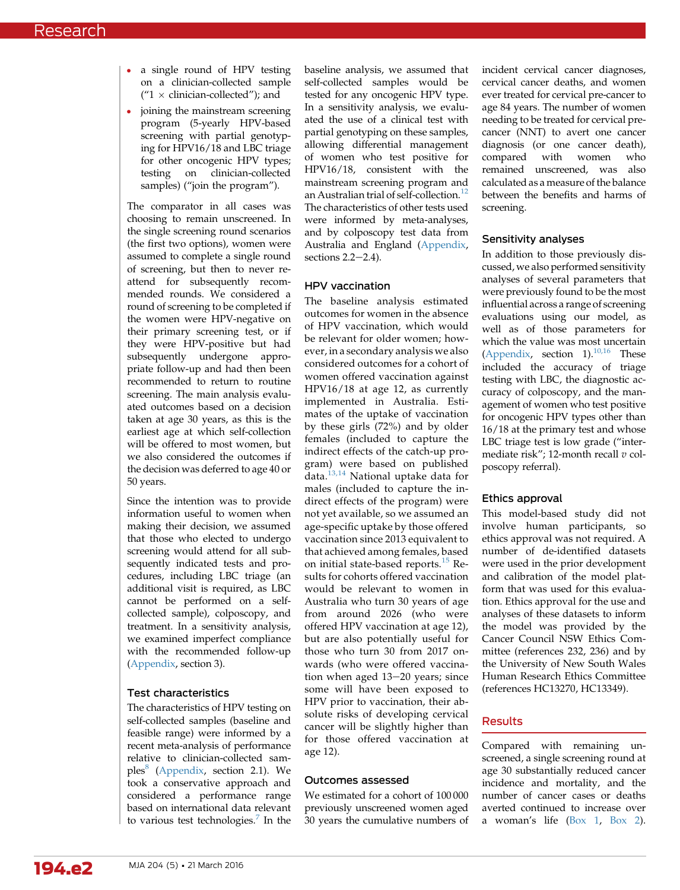- a single round of HPV testing on a clinician-collected sample ("1 × clinician-collected"); and
- joining the mainstream screening program (5-yearly HPV-based screening with partial genotyping for HPV16/18 and LBC triage for other oncogenic HPV types; testing on clinician-collected samples) ("join the program").

The comparator in all cases was choosing to remain unscreened. In the single screening round scenarios (the first two options), women were assumed to complete a single round of screening, but then to never re-attend for subsequently recommended rounds. We considered a round of screening to be completed if the women were HPV-negative on their primary screening test, or if they were HPV-positive but had subsequently undergone appropriate follow-up and had then been recommended to return to routine screening. The main analysis evaluated outcomes based on a decision taken at age 30 years, as this is the earliest age at which self-collection will be offered to most women, but we also considered the outcomes if the decision was deferred to age 40 or 50 years.

Since the intention was to provide information useful to women when making their decision, we assumed that those who elected to undergo screening would attend for all subsequently indicated tests and procedures, including LBC triage (an additional visit is required, as LBC cannot be performed on a self-collected sample), colposcopy, and treatment. In a sensitivity analysis, we examined imperfect compliance with the recommended follow-up (Appendix, section 3).

## Test characteristics

The characteristics of HPV testing on self-collected samples (baseline and feasible range) were informed by a recent meta-analysis of performance relative to clinician-collected samples[8] (Appendix, section 2.1). We took a conservative approach and considered a performance range based on international data relevant to various test technologies.[7] In the baseline analysis, we assumed that self-collected samples would be tested for any oncogenic HPV type. In a sensitivity analysis, we evaluated the use of a clinical test with partial genotyping on these samples, allowing differential management of women who test positive for HPV16/18, consistent with the mainstream screening program and an Australian trial of self-collection.[12] The characteristics of other tests used were informed by meta-analyses, and by colposcopy test data from Australia and England (Appendix, sections 2.2–2.4).

## HPV vaccination

The baseline analysis estimated outcomes for women in the absence of HPV vaccination, which would be relevant for older women; however, in a secondary analysis we also considered outcomes for a cohort of women offered vaccination against HPV16/18 at age 12, as currently implemented in Australia. Estimates of the uptake of vaccination by these girls (72%) and by older females (included to capture the indirect effects of the catch-up program) were based on published data.[13,14] National uptake data for males (included to capture the indirect effects of the program) were not yet available, so we assumed an age-specific uptake by those offered vaccination since 2013 equivalent to that achieved among females, based on initial state-based reports.[15] Results for cohorts offered vaccination would be relevant to women in Australia who turn 30 years of age from around 2026 (who were offered HPV vaccination at age 12), but are also potentially useful for those who turn 30 years from 2017 onwards (who were offered vaccination when aged 13–20 years; since some will have been exposed to HPV prior to vaccination, their absolute risks of developing cervical cancer will be slightly higher than for those offered vaccination at age 12).

## Outcomes assessed

We estimated for a cohort of 100 000 previously unscreened women aged 30 years the cumulative numbers of incident cervical cancer diagnoses, cervical cancer deaths, and women ever treated for cervical pre-cancer to age 84 years. The number of women needing to be treated for cervical pre-cancer (NNT) to avert one cancer diagnosis (or one cancer death), compared with women who remained unscreened, was also calculated as a measure of the balance between the benefits and harms of screening.

## Sensitivity analyses

In addition to those previously discussed, we also performed sensitivity analyses of several parameters that were previously found to be the most influential across a range of screening evaluations using our model, as well as of those parameters for which the value was most uncertain (Appendix, section 1).[10,16] These included the accuracy of triage testing with LBC, the diagnostic accuracy of colposcopy, and the management of women who test positive for oncogenic HPV types other than 16/18 at the primary test and whose LBC triage test is low grade ("intermediate risk"; 12-month recall *v* colposcopy referral).

## Ethics approval

This model-based study did not involve human participants, so ethics approval was not required. A number of de-identified datasets were used in the prior development and calibration of the model platform that was used for this evaluation. Ethics approval for the use and analyses of these datasets to inform the model was provided by the Cancer Council NSW Ethics Committee (references 232, 236) and by the University of New South Wales Human Research Ethics Committee (references HC13270, HC13349).

# Results

Compared with remaining unscreened, a single screening round at age 30 substantially reduced cancer incidence and mortality, and the number of cancer cases or deaths averted continued to increase over a woman's life (Box 1, Box 2).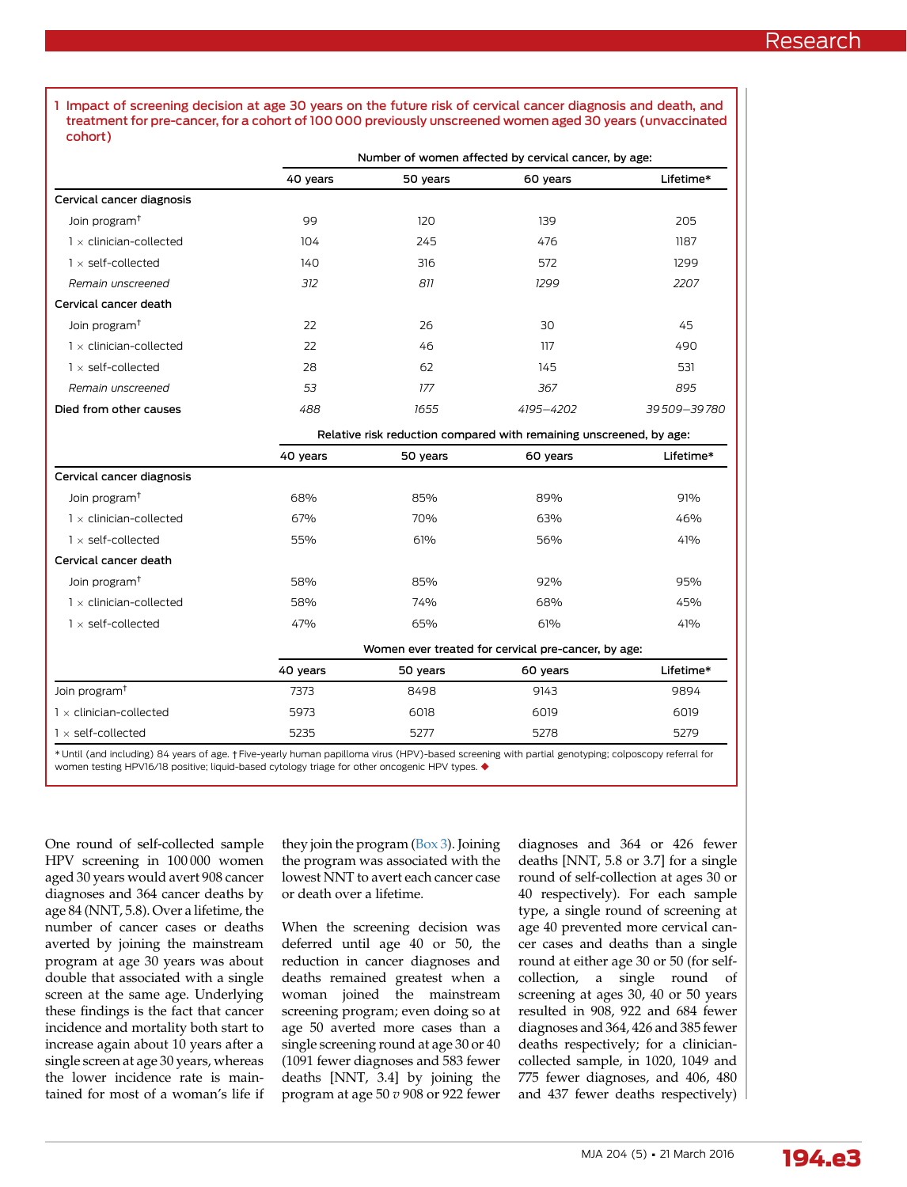**1 Impact of screening decision at age 30 years on the future risk of cervical cancer diagnosis and death, and treatment for pre-cancer, for a cohort of 100 000 previously unscreened women aged 30 years (unvaccinated cohort)**

| | Number of women affected by cervical cancer, by age: | | | |
|---|---|---|---|---|
| | 40 years | 50 years | 60 years | Lifetime* |
| **Cervical cancer diagnosis** | | | | |
| Join program† | 99 | 120 | 139 | 205 |
| 1 × clinician-collected | 104 | 245 | 476 | 1187 |
| 1 × self-collected | 140 | 316 | 572 | 1299 |
| *Remain unscreened* | *312* | *811* | *1299* | *2207* |
| **Cervical cancer death** | | | | |
| Join program† | 22 | 26 | 30 | 45 |
| 1 × clinician-collected | 22 | 46 | 117 | 490 |
| 1 × self-collected | 28 | 62 | 145 | 531 |
| *Remain unscreened* | *53* | *177* | *367* | *895* |
| **Died from other causes** | *488* | *1655* | *4195–4202* | *39 509–39 780* |
| | **Relative risk reduction compared with remaining unscreened, by age:** | | | |
| | 40 years | 50 years | 60 years | Lifetime* |
| **Cervical cancer diagnosis** | | | | |
| Join program† | 68% | 85% | 89% | 91% |
| 1 × clinician-collected | 67% | 70% | 63% | 46% |
| 1 × self-collected | 55% | 61% | 56% | 41% |
| **Cervical cancer death** | | | | |
| Join program† | 58% | 85% | 92% | 95% |
| 1 × clinician-collected | 58% | 74% | 68% | 45% |
| 1 × self-collected | 47% | 65% | 61% | 41% |
| | **Women ever treated for cervical pre-cancer, by age:** | | | |
| | 40 years | 50 years | 60 years | Lifetime* |
| Join program† | 7373 | 8498 | 9143 | 9894 |
| 1 × clinician-collected | 5973 | 6018 | 6019 | 6019 |
| 1 × self-collected | 5235 | 5277 | 5278 | 5279 |

\* Until (and including) 84 years of age. † Five-yearly human papilloma virus (HPV)-based screening with partial genotyping; colposcopy referral for women testing HPV16/18 positive; liquid-based cytology triage for other oncogenic HPV types. ◆

One round of self-collected sample HPV screening in 100 000 women aged 30 years would avert 908 cancer diagnoses and 364 cancer deaths by age 84 (NNT, 5.8). Over a lifetime, the number of cancer cases or deaths averted by joining the mainstream program at age 30 years was about double that associated with a single screen at the same age. Underlying these findings is the fact that cancer incidence and mortality both start to increase again about 10 years after a single screen at age 30 years, whereas the lower incidence rate is maintained for most of a woman's life if they join the program (Box 3). Joining the program was associated with the lowest NNT to avert each cancer case or death over a lifetime.

When the screening decision was deferred until age 40 or 50, the reduction in cancer diagnoses and deaths remained greatest when a woman joined the mainstream screening program; even doing so at age 50 averted more cases than a single screening round at age 30 or 40 (1091 fewer diagnoses and 583 fewer deaths [NNT, 3.4] by joining the program at age 50 *v* 908 or 922 fewer diagnoses and 364 or 426 fewer deaths [NNT, 5.8 or 3.7] for a single round of self-collection at ages 30 or 40 respectively). For each sample type, a single round of screening at age 40 prevented more cervical cancer cases and deaths than a single round at either age 30 or 50 (for self-collection, a single round of screening at ages 30, 40 or 50 years resulted in 908, 922 and 684 fewer diagnoses and 364, 426 and 385 fewer deaths respectively; for a clinician-collected sample, in 1020, 1049 and 775 fewer diagnoses, and 406, 480 and 437 fewer deaths respectively)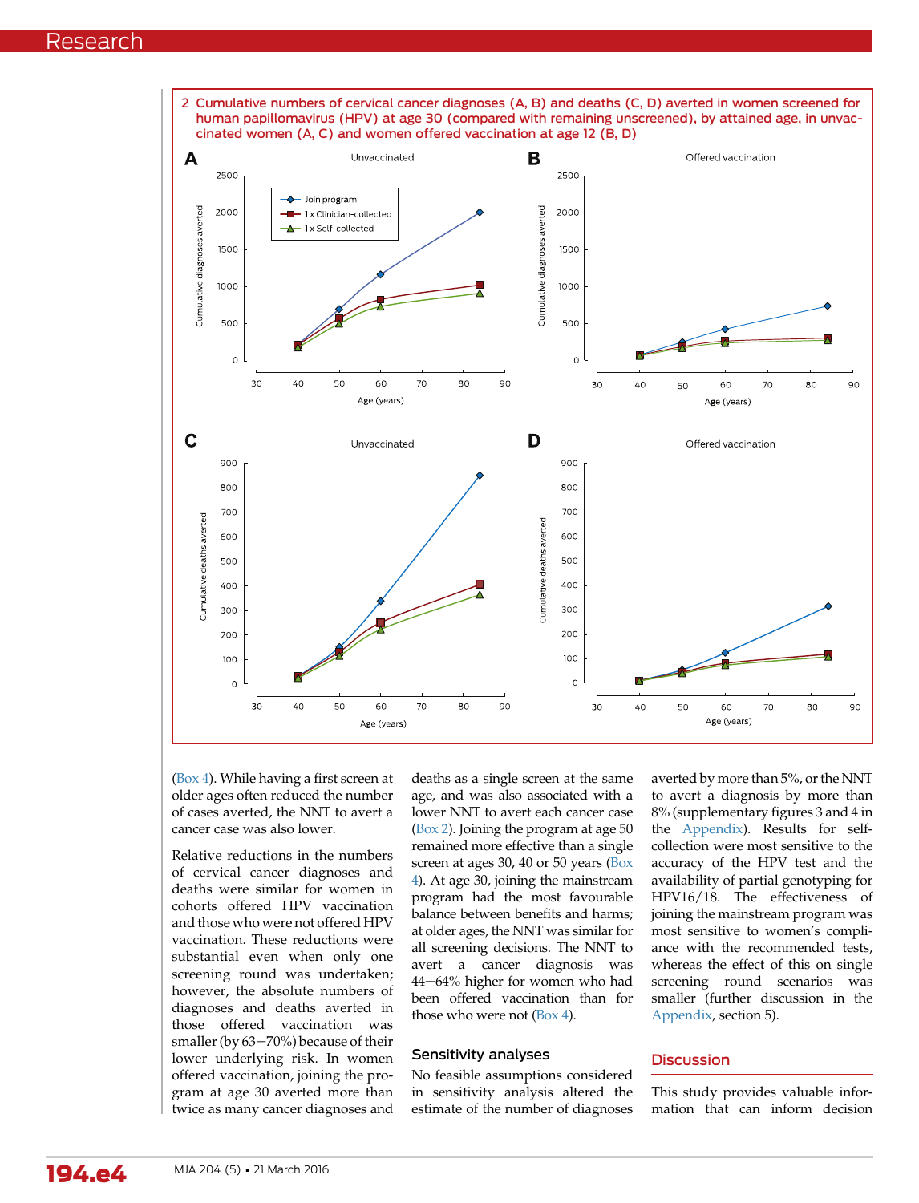2 Cumulative numbers of cervical cancer diagnoses (A, B) and deaths (C, D) averted in women screened for human papillomavirus (HPV) at age 30 (compared with remaining unscreened), by attained age, in unvaccinated women (A, C) and women offered vaccination at age 12 (B, D)

(Box 4). While having a first screen at older ages often reduced the number of cases averted, the NNT to avert a cancer case was also lower.

Relative reductions in the numbers of cervical cancer diagnoses and deaths were similar for women in cohorts offered HPV vaccination and those who were not offered HPV vaccination. These reductions were substantial even when only one screening round was undertaken; however, the absolute numbers of diagnoses and deaths averted in those offered vaccination was smaller (by 63–70%) because of their lower underlying risk. In women offered vaccination, joining the program at age 30 averted more than twice as many cancer diagnoses and deaths as a single screen at the same age, and was also associated with a lower NNT to avert each cancer case (Box 2). Joining the program at age 50 remained more effective than a single screen at ages 30, 40 or 50 years (Box 4). At age 30, joining the mainstream program had the most favourable balance between benefits and harms; at older ages, the NNT was similar for all screening decisions. The NNT to avert a cancer diagnosis was 44–64% higher for women who had been offered vaccination than for those who were not (Box 4).

## Sensitivity analyses

No feasible assumptions considered in sensitivity analysis altered the estimate of the number of diagnoses averted by more than 5%, or the NNT to avert a diagnosis by more than 8% (supplementary figures 3 and 4 in the Appendix). Results for self-collection were most sensitive to the accuracy of the HPV test and the availability of partial genotyping for HPV16/18. The effectiveness of joining the mainstream program was most sensitive to women's compliance with the recommended tests, whereas the effect of this on single screening round scenarios was smaller (further discussion in the Appendix, section 5).

## Discussion

This study provides valuable information that can inform decision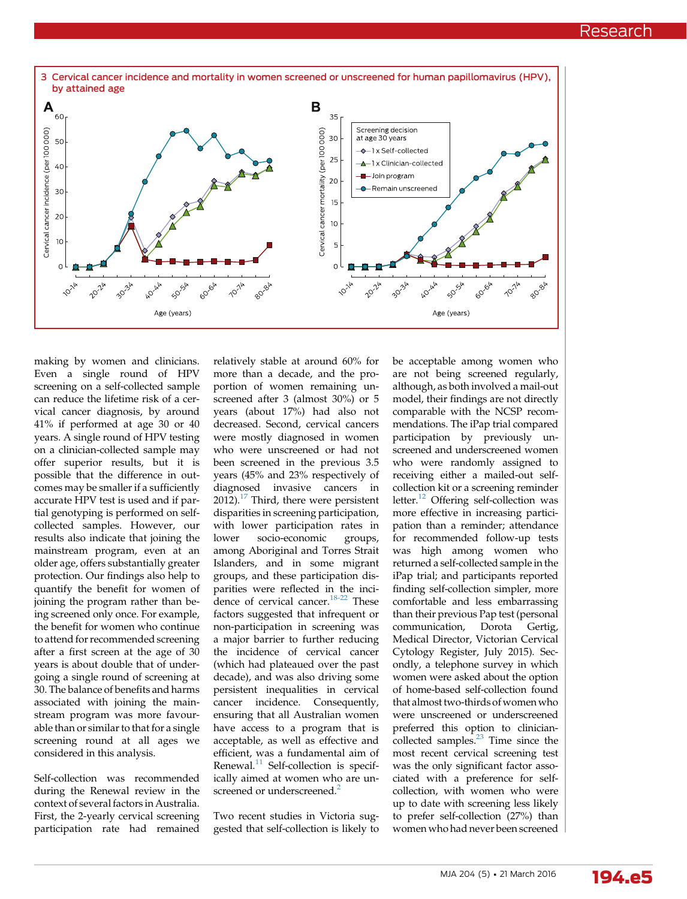3 Cervical cancer incidence and mortality in women screened or unscreened for human papillomavirus (HPV), by attained age

making by women and clinicians. Even a single round of HPV screening on a self-collected sample can reduce the lifetime risk of a cervical cancer diagnosis, by around 41% if performed at age 30 or 40 years. A single round of HPV testing on a clinician-collected sample may offer superior results, but it is possible that the difference in outcomes may be smaller if a sufficiently accurate HPV test is used and if partial genotyping is performed on self-collected samples. However, our results also indicate that joining the mainstream program, even at an older age, offers substantially greater protection. Our findings also help to quantify the benefit for women of joining the program rather than being screened only once. For example, the benefit for women who continue to attend for recommended screening after a first screen at the age of 30 years is about double that of undergoing a single round of screening at 30. The balance of benefits and harms associated with joining the mainstream program was more favourable than or similar to that for a single screening round at all ages we considered in this analysis.

Self-collection was recommended during the Renewal review in the context of several factors in Australia. First, the 2-yearly cervical screening participation rate had remained relatively stable at around 60% for more than a decade, and the proportion of women remaining unscreened after 3 (almost 30%) or 5 years (about 17%) had also not decreased. Second, cervical cancers were mostly diagnosed in women who were unscreened or had not been screened in the previous 3.5 years (45% and 23% respectively of diagnosed invasive cancers in 2012).[17] Third, there were persistent disparities in screening participation, with lower participation rates in lower socio-economic groups, among Aboriginal and Torres Strait Islanders, and in some migrant groups, and these participation disparities were reflected in the incidence of cervical cancer.[18-22] These factors suggested that infrequent or non-participation in screening was a major barrier to further reducing the incidence of cervical cancer (which had plateaued over the past decade), and was also driving some persistent inequalities in cervical cancer incidence. Consequently, ensuring that all Australian women have access to a program that is acceptable, as well as effective and efficient, was a fundamental aim of Renewal.[11] Self-collection is specifically aimed at women who are unscreened or underscreened.[2]

Two recent studies in Victoria suggested that self-collection is likely to be acceptable among women who are not being screened regularly, although, as both involved a mail-out model, their findings are not directly comparable with the NCSP recommendations. The iPap trial compared participation by previously unscreened and underscreened women who were randomly assigned to receiving either a mailed-out self-collection kit or a screening reminder letter.[12] Offering self-collection was more effective in increasing participation than a reminder; attendance for recommended follow-up tests was high among women who returned a self-collected sample in the iPap trial; and participants reported finding self-collection simpler, more comfortable and less embarrassing than their previous Pap test (personal communication, Dorota Gertig, Medical Director, Victorian Cervical Cytology Register, July 2015). Secondly, a telephone survey in which women were asked about the option of home-based self-collection found that almost two-thirds of women who were unscreened or underscreened preferred this option to clinician-collected samples.[23] Time since the most recent cervical screening test was the only significant factor associated with a preference for self-collection, with women who were up to date with screening less likely to prefer self-collection (27%) than women who had never been screened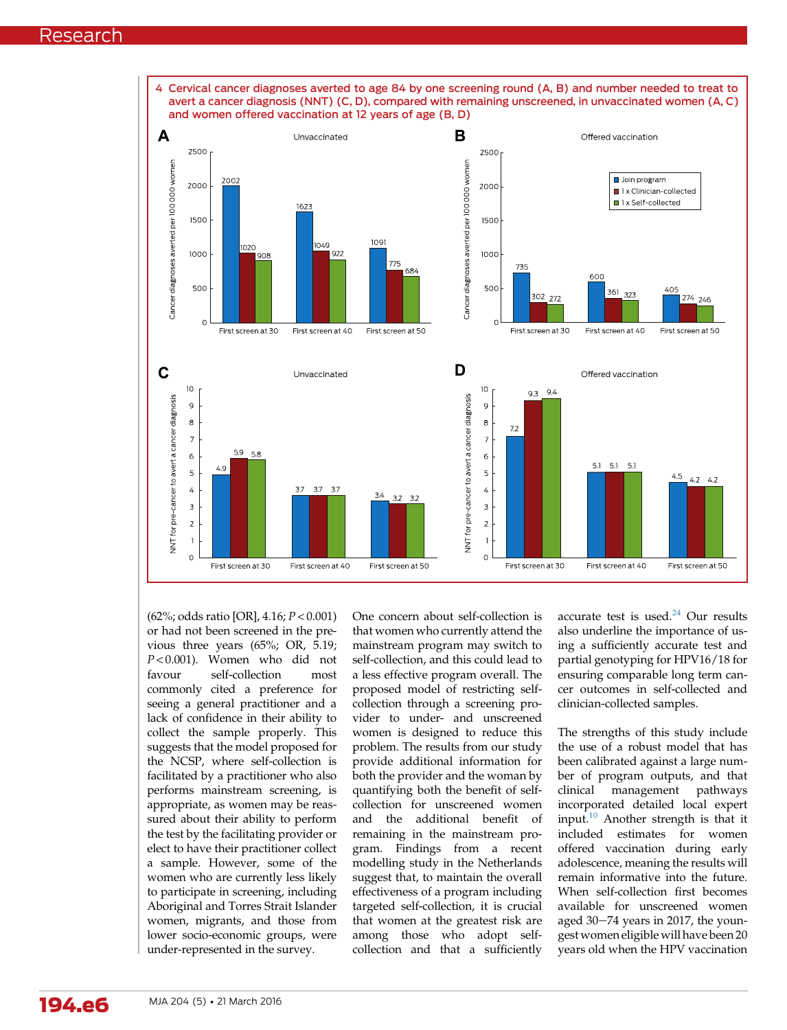**4 Cervical cancer diagnoses averted to age 84 by one screening round (A, B) and number needed to treat to avert a cancer diagnosis (NNT) (C, D), compared with remaining unscreened, in unvaccinated women (A, C) and women offered vaccination at 12 years of age (B, D)**

(62%; odds ratio [OR], 4.16; $P < 0.001$) or had not been screened in the previous three years (65%; OR, 5.19; $P < 0.001$). Women who did not favour self-collection most commonly cited a preference for seeing a general practitioner and a lack of confidence in their ability to collect the sample properly. This suggests that the model proposed for the NCSP, where self-collection is facilitated by a practitioner who also performs mainstream screening, is appropriate, as women may be reassured about their ability to perform the test by the facilitating provider or elect to have their practitioner collect a sample. However, some of the women who are currently less likely to participate in screening, including Aboriginal and Torres Strait Islander women, migrants, and those from lower socio-economic groups, were under-represented in the survey.

One concern about self-collection is that women who currently attend the mainstream program may switch to self-collection, and this could lead to a less effective program overall. The proposed model of restricting self-collection through a screening provider to under- and unscreened women is designed to reduce this problem. The results from our study provide additional information for both the provider and the woman by quantifying both the benefit of self-collection for unscreened women and the additional benefit of remaining in the mainstream program. Findings from a recent modelling study in the Netherlands suggest that, to maintain the overall effectiveness of a program including targeted self-collection, it is crucial that women at the greatest risk are among those who adopt self-collection and that a sufficiently accurate test is used.[24] Our results also underline the importance of using a sufficiently accurate test and partial genotyping for HPV16/18 for ensuring comparable long term cancer outcomes in self-collected and clinician-collected samples.

The strengths of this study include the use of a robust model that has been calibrated against a large number of program outputs, and that clinical management pathways incorporated detailed local expert input.[10] Another strength is that it included estimates for women offered vaccination during early adolescence, meaning the results will remain informative into the future. When self-collection first becomes available for unscreened women aged 30–74 years in 2017, the youngest women eligible will have been 20 years old when the HPV vaccination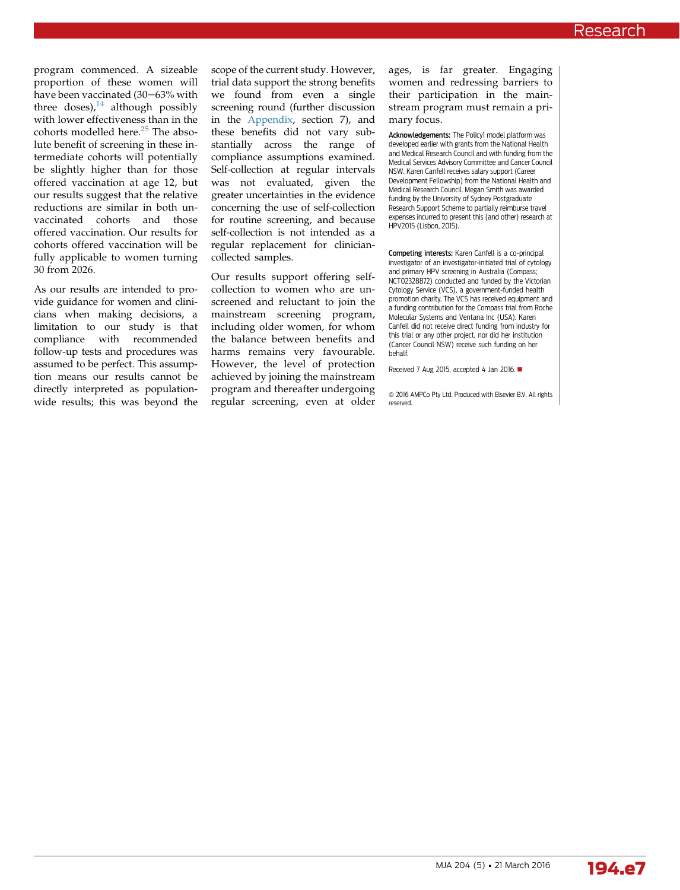program commenced. A sizeable proportion of these women will have been vaccinated (30–63% with three doses),[14] although possibly with lower effectiveness than in the cohorts modelled here.[25] The absolute benefit of screening in these intermediate cohorts will potentially be slightly higher than for those offered vaccination at age 12, but our results suggest that the relative reductions are similar in both unvaccinated cohorts and those offered vaccination. Our results for cohorts offered vaccination will be fully applicable to women turning 30 from 2026.

As our results are intended to provide guidance for women and clinicians when making decisions, a limitation to our study is that compliance with recommended follow-up tests and procedures was assumed to be perfect. This assumption means our results cannot be directly interpreted as population-wide results; this was beyond the scope of the current study. However, trial data support the strong benefits we found from even a single screening round (further discussion in the Appendix, section 7), and these benefits did not vary substantially across the range of compliance assumptions examined. Self-collection at regular intervals was not evaluated, given the greater uncertainties in the evidence concerning the use of self-collection for routine screening, and because self-collection is not intended as a regular replacement for clinician-collected samples.

Our results support offering self-collection to women who are unscreened and reluctant to join the mainstream screening program, including older women, for whom the balance between benefits and harms remains very favourable. However, the level of protection achieved by joining the mainstream program and thereafter undergoing regular screening, even at older ages, is far greater. Engaging women and redressing barriers to their participation in the mainstream program must remain a primary focus.

**Acknowledgements:** The Policy1 model platform was developed earlier with grants from the National Health and Medical Research Council and with funding from the Medical Services Advisory Committee and Cancer Council NSW. Karen Canfell receives salary support (Career Development Fellowship) from the National Health and Medical Research Council. Megan Smith was awarded funding by the University of Sydney Postgraduate Research Support Scheme to partially reimburse travel expenses incurred to present this (and other) research at HPV2015 (Lisbon, 2015).

**Competing interests:** Karen Canfell is a co-principal investigator of an investigator-initiated trial of cytology and primary HPV screening in Australia (Compass; NCT02328872) conducted and funded by the Victorian Cytology Service (VCS), a government-funded health promotion charity. The VCS has received equipment and a funding contribution for the Compass trial from Roche Molecular Systems and Ventana Inc (USA). Karen Canfell did not receive direct funding from industry for this trial or any other project, nor did her institution (Cancer Council NSW) receive such funding on her behalf.

Received 7 Aug 2015, accepted 4 Jan 2016. ■

© 2016 AMPCo Pty Ltd. Produced with Elsevier B.V. All rights reserved.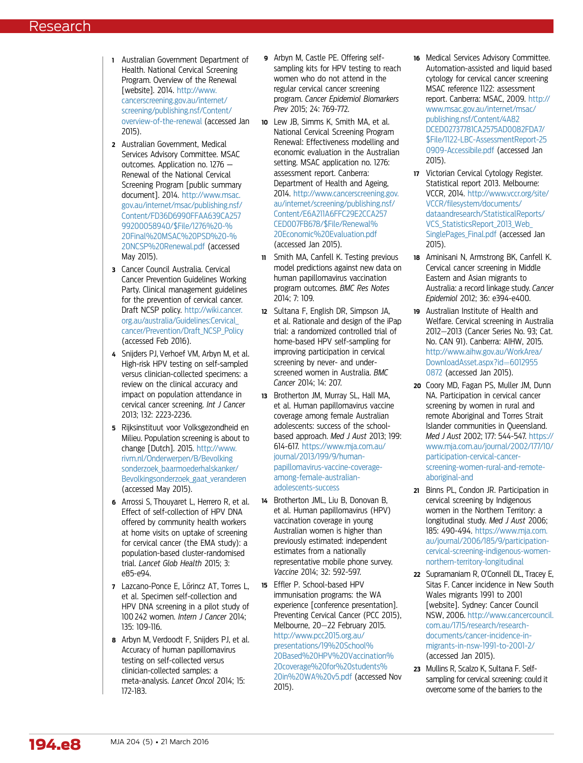1. Australian Government Department of Health. National Cervical Screening Program. Overview of the Renewal [website]. 2014. http://www.cancerscreening.gov.au/internet/screening/publishing.nsf/Content/overview-of-the-renewal (accessed Jan 2015).
2. Australian Government, Medical Services Advisory Committee. MSAC outcomes. Application no. 1276 — Renewal of the National Cervical Screening Program [public summary document]. 2014. http://www.msac.gov.au/internet/msac/publishing.nsf/Content/FD36D6990FFAA639CA25799200058940/$File/1276%20-%20Final%20MSAC%20PSD%20-%20NCSP%20Renewal.pdf (accessed May 2015).
3. Cancer Council Australia. Cervical Cancer Prevention Guidelines Working Party. Clinical management guidelines for the prevention of cervical cancer. Draft NCSP policy. http://wiki.cancer.org.au/australia/Guidelines:Cervical_cancer/Prevention/Draft_NCSP_Policy (accessed Feb 2016).
4. Snijders PJ, Verhoef VM, Arbyn M, et al. High-risk HPV testing on self-sampled versus clinician-collected specimens: a review on the clinical accuracy and impact on population attendance in cervical cancer screening. *Int J Cancer* 2013; 132: 2223-2236.
5. Rijksinstituut voor Volksgezondheid en Milieu. Population screening is about to change [Dutch]. 2015. http://www.rivm.nl/Onderwerpen/B/Bevolkingsonderzoek_baarmoederhalskanker/Bevolkingsonderzoek_gaat_veranderen (accessed May 2015).
6. Arrossi S, Thouyaret L, Herrero R, et al. Effect of self-collection of HPV DNA offered by community health workers at home visits on uptake of screening for cervical cancer (the EMA study): a population-based cluster-randomised trial. *Lancet Glob Health* 2015; 3: e85-e94.
7. Lazcano-Ponce E, Lőrincz AT, Torres L, et al. Specimen self-collection and HPV DNA screening in a pilot study of 100 242 women. *Intern J Cancer* 2014; 135: 109-116.
8. Arbyn M, Verdoodt F, Snijders PJ, et al. Accuracy of human papillomavirus testing on self-collected versus clinician-collected samples: a meta-analysis. *Lancet Oncol* 2014; 15: 172-183.
9. Arbyn M, Castle PE. Offering self-sampling kits for HPV testing to reach women who do not attend in the regular cervical cancer screening program. *Cancer Epidemiol Biomarkers Prev* 2015; 24: 769-772.
10. Lew JB, Simms K, Smith MA, et al. National Cervical Screening Program Renewal: Effectiveness modelling and economic evaluation in the Australian setting. MSAC application no. 1276: assessment report. Canberra: Department of Health and Ageing, 2014. http://www.cancerscreening.gov.au/internet/screening/publishing.nsf/Content/E6A211A6FFC29E2CCA257CED007FB678/$File/Renewal%20Economic%20Evaluation.pdf (accessed Jan 2015).
11. Smith MA, Canfell K. Testing previous model predictions against new data on human papillomavirus vaccination program outcomes. *BMC Res Notes* 2014; 7: 109.
12. Sultana F, English DR, Simpson JA, et al. Rationale and design of the iPap trial: a randomized controlled trial of home-based HPV self-sampling for improving participation in cervical screening by never- and under-screened women in Australia. *BMC Cancer* 2014; 14: 207.
13. Brotherton JM, Murray SL, Hall MA, et al. Human papillomavirus vaccine coverage among female Australian adolescents: success of the school-based approach. *Med J Aust* 2013; 199: 614-617. https://www.mja.com.au/journal/2013/199/9/human-papillomavirus-vaccine-coverage-among-female-australian-adolescents-success
14. Brotherton JML, Liu B, Donovan B, et al. Human papillomavirus (HPV) vaccination coverage in young Australian women is higher than previously estimated: independent estimates from a nationally representative mobile phone survey. *Vaccine* 2014; 32: 592-597.
15. Effler P. School-based HPV immunisation programs: the WA experience [conference presentation]. Preventing Cervical Cancer (PCC 2015), Melbourne, 20–22 February 2015. http://www.pcc2015.org.au/presentations/19%20School%20Based%20HPV%20Vaccination%20coverage%20for%20students%20in%20WA%20v5.pdf (accessed Nov 2015).
16. Medical Services Advisory Committee. Automation-assisted and liquid based cytology for cervical cancer screening MSAC reference 1122: assessment report. Canberra: MSAC, 2009. http://www.msac.gov.au/internet/msac/publishing.nsf/Content/4A82DCED02737781CA2575AD0082FDA7/$File/1122-LBC-AssessmentReport-250909-Accessibile.pdf (accessed Jan 2015).
17. Victorian Cervical Cytology Register. Statistical report 2013. Melbourne: VCCR, 2014. http://www.vccr.org/site/VCCR/filesystem/documents/dataandresearch/StatisticalReports/VCS_StatisticsReport_2013_Web_SinglePages_Final.pdf (accessed Jan 2015).
18. Aminisani N, Armstrong BK, Canfell K. Cervical cancer screening in Middle Eastern and Asian migrants to Australia: a record linkage study. *Cancer Epidemiol* 2012; 36: e394-e400.
19. Australian Institute of Health and Welfare. Cervical screening in Australia 2012–2013 (Cancer Series No. 93; Cat. No. CAN 91). Canberra: AIHW, 2015. http://www.aihw.gov.au/WorkArea/DownloadAsset.aspx?id=60129550872 (accessed Jan 2015).
20. Coory MD, Fagan PS, Muller JM, Dunn NA. Participation in cervical cancer screening by women in rural and remote Aboriginal and Torres Strait Islander communities in Queensland. *Med J Aust* 2002; 177: 544-547. https://www.mja.com.au/journal/2002/177/10/participation-cervical-cancer-screening-women-rural-and-remote-aboriginal-and
21. Binns PL, Condon JR. Participation in cervical screening by Indigenous women in the Northern Territory: a longitudinal study. *Med J Aust* 2006; 185: 490-494. https://www.mja.com.au/journal/2006/185/9/participation-cervical-screening-indigenous-women-northern-territory-longitudinal
22. Supramaniam R, O'Connell DL, Tracey E, Sitas F. Cancer incidence in New South Wales migrants 1991 to 2001 [website]. Sydney: Cancer Council NSW, 2006. http://www.cancercouncil.com.au/1715/research/research-documents/cancer-incidence-in-migrants-in-nsw-1991-to-2001-2/ (accessed Jan 2015).
23. Mullins R, Scalzo K, Sultana F. Self-sampling for cervical screening: could it overcome some of the barriers to the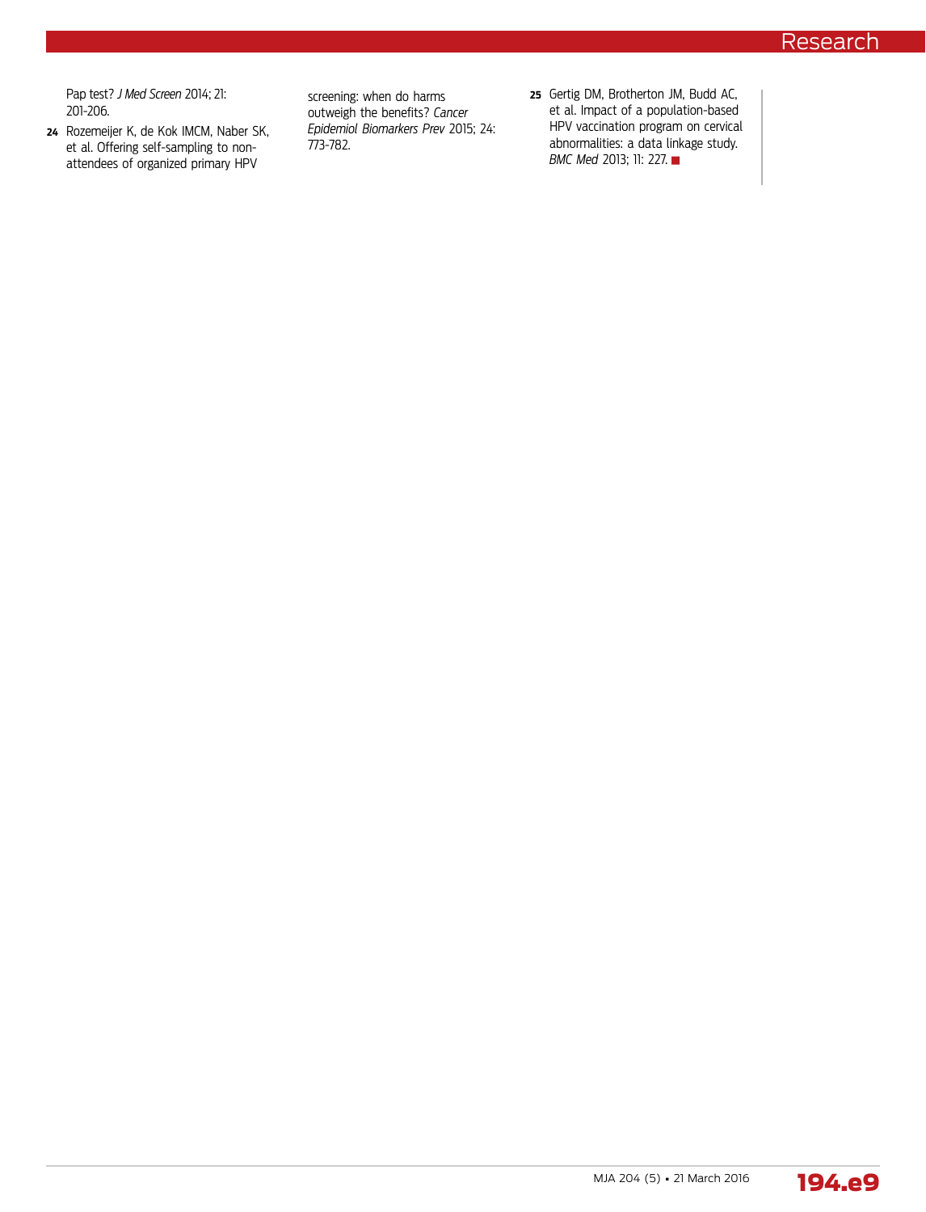Pap test? *J Med Screen* 2014; 21: 201-206.

24 Rozemeijer K, de Kok IMCM, Naber SK, et al. Offering self-sampling to non-attendees of organized primary HPV screening: when do harms outweigh the benefits? *Cancer Epidemiol Biomarkers Prev* 2015; 24: 773-782.

25 Gertig DM, Brotherton JM, Budd AC, et al. Impact of a population-based HPV vaccination program on cervical abnormalities: a data linkage study. *BMC Med* 2013; 11: 227. ■